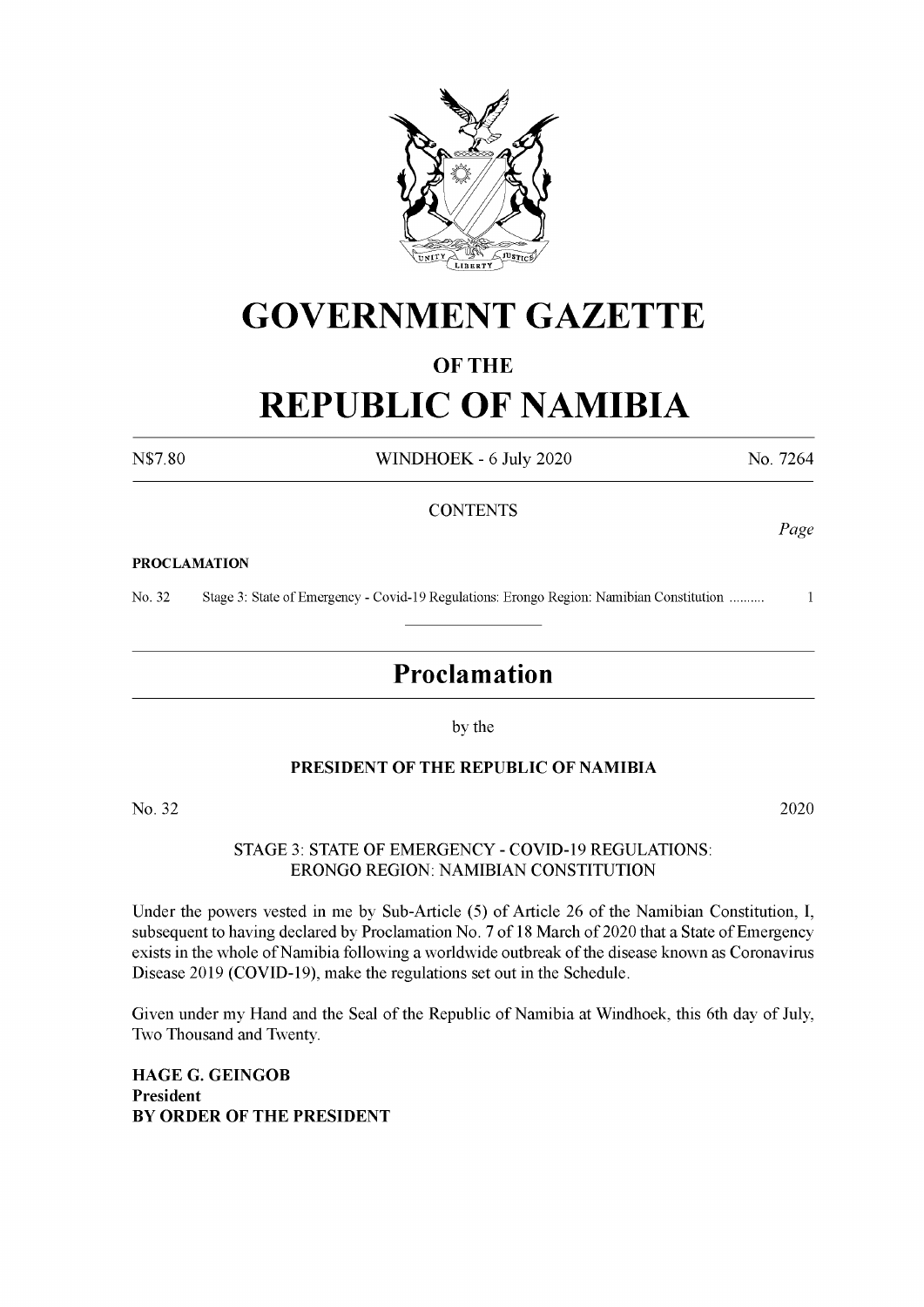# GOVERNMENT GAZETTE

## OF THE

# REPUBLIC OF NAMIBIA

N$7.80 WINDHOEK - 6 July 2020 No. 7264

CONTENTS

*Page*

**PROCLAMATION**

No. 32 Stage 3: State of Emergency - Covid-19 Regulations: Erongo Region: Namibian Constitution .......... 1

---

## Proclamation

by the

**PRESIDENT OF THE REPUBLIC OF NAMIBIA**

No. 32 2020

STAGE 3: STATE OF EMERGENCY - COVID-19 REGULATIONS: ERONGO REGION: NAMIBIAN CONSTITUTION

Under the powers vested in me by Sub-Article (5) of Article 26 of the Namibian Constitution, I, subsequent to having declared by Proclamation No. 7 of 18 March of 2020 that a State of Emergency exists in the whole of Namibia following a worldwide outbreak of the disease known as Coronavirus Disease 2019 (COVID-19), make the regulations set out in the Schedule.

Given under my Hand and the Seal of the Republic of Namibia at Windhoek, this 6th day of July, Two Thousand and Twenty.

**HAGE G. GEINGOB**
**President**
**BY ORDER OF THE PRESIDENT**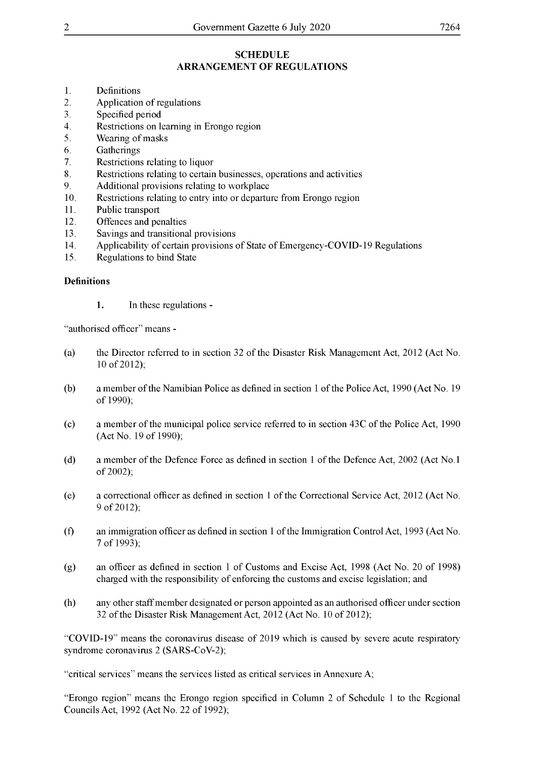## SCHEDULE

## ARRANGEMENT OF REGULATIONS

1. Definitions
2. Application of regulations
3. Specified period
4. Restrictions on learning in Erongo region
5. Wearing of masks
6. Gatherings
7. Restrictions relating to liquor
8. Restrictions relating to certain businesses, operations and activities
9. Additional provisions relating to workplace
10. Restrictions relating to entry into or departure from Erongo region
11. Public transport
12. Offences and penalties
13. Savings and transitional provisions
14. Applicability of certain provisions of State of Emergency-COVID-19 Regulations
15. Regulations to bind State

**Definitions**

**1.** In these regulations -

"authorised officer" means -

(a) the Director referred to in section 32 of the Disaster Risk Management Act, 2012 (Act No. 10 of 2012);

(b) a member of the Namibian Police as defined in section 1 of the Police Act, 1990 (Act No. 19 of 1990);

(c) a member of the municipal police service referred to in section 43C of the Police Act, 1990 (Act No. 19 of 1990);

(d) a member of the Defence Force as defined in section 1 of the Defence Act, 2002 (Act No.1 of 2002);

(e) a correctional officer as defined in section 1 of the Correctional Service Act, 2012 (Act No. 9 of 2012);

(f) an immigration officer as defined in section 1 of the Immigration Control Act, 1993 (Act No. 7 of 1993);

(g) an officer as defined in section 1 of Customs and Excise Act, 1998 (Act No. 20 of 1998) charged with the responsibility of enforcing the customs and excise legislation; and

(h) any other staff member designated or person appointed as an authorised officer under section 32 of the Disaster Risk Management Act, 2012 (Act No. 10 of 2012);

"COVID-19" means the coronavirus disease of 2019 which is caused by severe acute respiratory syndrome coronavirus 2 (SARS-CoV-2);

"critical services" means the services listed as critical services in Annexure A;

"Erongo region" means the Erongo region specified in Column 2 of Schedule 1 to the Regional Councils Act, 1992 (Act No. 22 of 1992);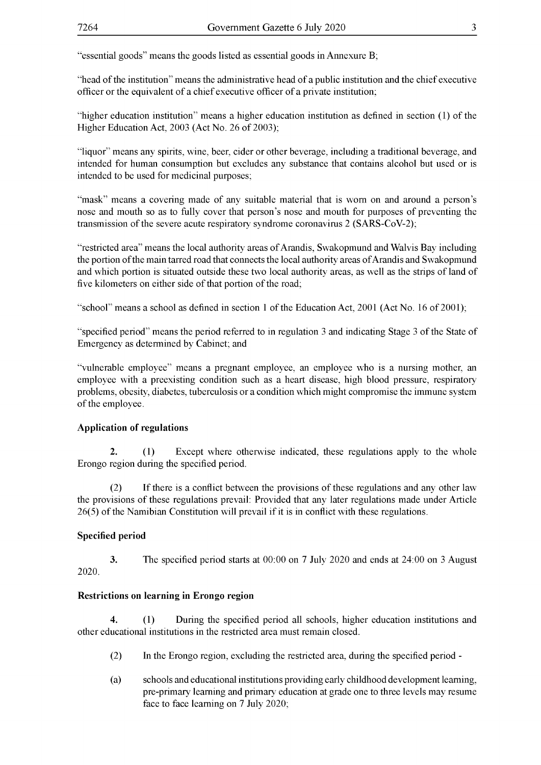"essential goods" means the goods listed as essential goods in Annexure B;

"head of the institution" means the administrative head of a public institution and the chief executive officer or the equivalent of a chief executive officer of a private institution;

"higher education institution" means a higher education institution as defined in section (1) of the Higher Education Act, 2003 (Act No. 26 of 2003);

"liquor" means any spirits, wine, beer, cider or other beverage, including a traditional beverage, and intended for human consumption but excludes any substance that contains alcohol but used or is intended to be used for medicinal purposes;

"mask" means a covering made of any suitable material that is worn on and around a person's nose and mouth so as to fully cover that person's nose and mouth for purposes of preventing the transmission of the severe acute respiratory syndrome coronavirus 2 (SARS-CoV-2);

"restricted area" means the local authority areas of Arandis, Swakopmund and Walvis Bay including the portion of the main tarred road that connects the local authority areas of Arandis and Swakopmund and which portion is situated outside these two local authority areas, as well as the strips of land of five kilometers on either side of that portion of the road;

"school" means a school as defined in section 1 of the Education Act, 2001 (Act No. 16 of 2001);

"specified period" means the period referred to in regulation 3 and indicating Stage 3 of the State of Emergency as determined by Cabinet; and

"vulnerable employee" means a pregnant employee, an employee who is a nursing mother, an employee with a preexisting condition such as a heart disease, high blood pressure, respiratory problems, obesity, diabetes, tuberculosis or a condition which might compromise the immune system of the employee.

**Application of regulations**

**2.** (1) Except where otherwise indicated, these regulations apply to the whole Erongo region during the specified period.

(2) If there is a conflict between the provisions of these regulations and any other law the provisions of these regulations prevail: Provided that any later regulations made under Article 26(5) of the Namibian Constitution will prevail if it is in conflict with these regulations.

**Specified period**

**3.** The specified period starts at 00:00 on 7 July 2020 and ends at 24:00 on 3 August 2020.

**Restrictions on learning in Erongo region**

**4.** (1) During the specified period all schools, higher education institutions and other educational institutions in the restricted area must remain closed.

(2) In the Erongo region, excluding the restricted area, during the specified period -

(a) schools and educational institutions providing early childhood development learning, pre-primary learning and primary education at grade one to three levels may resume face to face learning on 7 July 2020;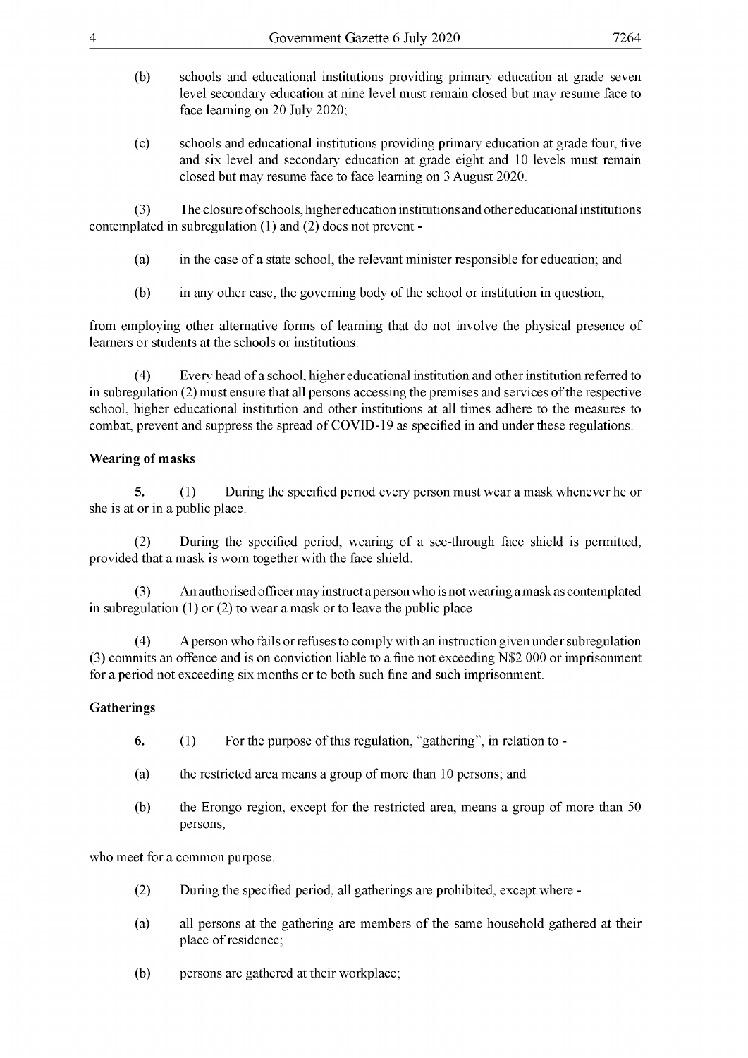(b) schools and educational institutions providing primary education at grade seven level secondary education at nine level must remain closed but may resume face to face learning on 20 July 2020;

(c) schools and educational institutions providing primary education at grade four, five and six level and secondary education at grade eight and 10 levels must remain closed but may resume face to face learning on 3 August 2020.

(3) The closure of schools, higher education institutions and other educational institutions contemplated in subregulation (1) and (2) does not prevent -

(a) in the case of a state school, the relevant minister responsible for education; and

(b) in any other case, the governing body of the school or institution in question,

from employing other alternative forms of learning that do not involve the physical presence of learners or students at the schools or institutions.

(4) Every head of a school, higher educational institution and other institution referred to in subregulation (2) must ensure that all persons accessing the premises and services of the respective school, higher educational institution and other institutions at all times adhere to the measures to combat, prevent and suppress the spread of COVID-19 as specified in and under these regulations.

**Wearing of masks**

**5.** (1) During the specified period every person must wear a mask whenever he or she is at or in a public place.

(2) During the specified period, wearing of a see-through face shield is permitted, provided that a mask is worn together with the face shield.

(3) An authorised officer may instruct a person who is not wearing a mask as contemplated in subregulation (1) or (2) to wear a mask or to leave the public place.

(4) A person who fails or refuses to comply with an instruction given under subregulation (3) commits an offence and is on conviction liable to a fine not exceeding N$2 000 or imprisonment for a period not exceeding six months or to both such fine and such imprisonment.

**Gatherings**

**6.** (1) For the purpose of this regulation, "gathering", in relation to -

(a) the restricted area means a group of more than 10 persons; and

(b) the Erongo region, except for the restricted area, means a group of more than 50 persons,

who meet for a common purpose.

(2) During the specified period, all gatherings are prohibited, except where -

(a) all persons at the gathering are members of the same household gathered at their place of residence;

(b) persons are gathered at their workplace;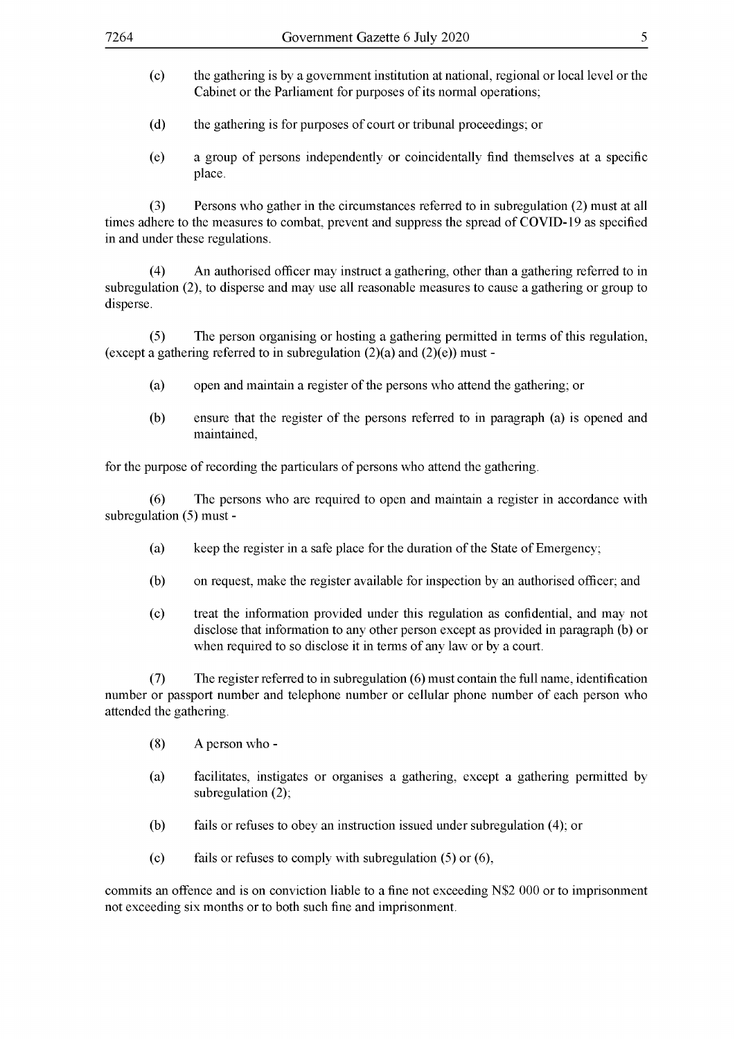(c) the gathering is by a government institution at national, regional or local level or the Cabinet or the Parliament for purposes of its normal operations;

(d) the gathering is for purposes of court or tribunal proceedings; or

(e) a group of persons independently or coincidentally find themselves at a specific place.

(3) Persons who gather in the circumstances referred to in subregulation (2) must at all times adhere to the measures to combat, prevent and suppress the spread of COVID-19 as specified in and under these regulations.

(4) An authorised officer may instruct a gathering, other than a gathering referred to in subregulation (2), to disperse and may use all reasonable measures to cause a gathering or group to disperse.

(5) The person organising or hosting a gathering permitted in terms of this regulation, (except a gathering referred to in subregulation (2)(a) and (2)(e)) must -

(a) open and maintain a register of the persons who attend the gathering; or

(b) ensure that the register of the persons referred to in paragraph (a) is opened and maintained,

for the purpose of recording the particulars of persons who attend the gathering.

(6) The persons who are required to open and maintain a register in accordance with subregulation (5) must -

(a) keep the register in a safe place for the duration of the State of Emergency;

(b) on request, make the register available for inspection by an authorised officer; and

(c) treat the information provided under this regulation as confidential, and may not disclose that information to any other person except as provided in paragraph (b) or when required to so disclose it in terms of any law or by a court.

(7) The register referred to in subregulation (6) must contain the full name, identification number or passport number and telephone number or cellular phone number of each person who attended the gathering.

(8) A person who -

(a) facilitates, instigates or organises a gathering, except a gathering permitted by subregulation (2);

(b) fails or refuses to obey an instruction issued under subregulation (4); or

(c) fails or refuses to comply with subregulation (5) or (6),

commits an offence and is on conviction liable to a fine not exceeding N$2 000 or to imprisonment not exceeding six months or to both such fine and imprisonment.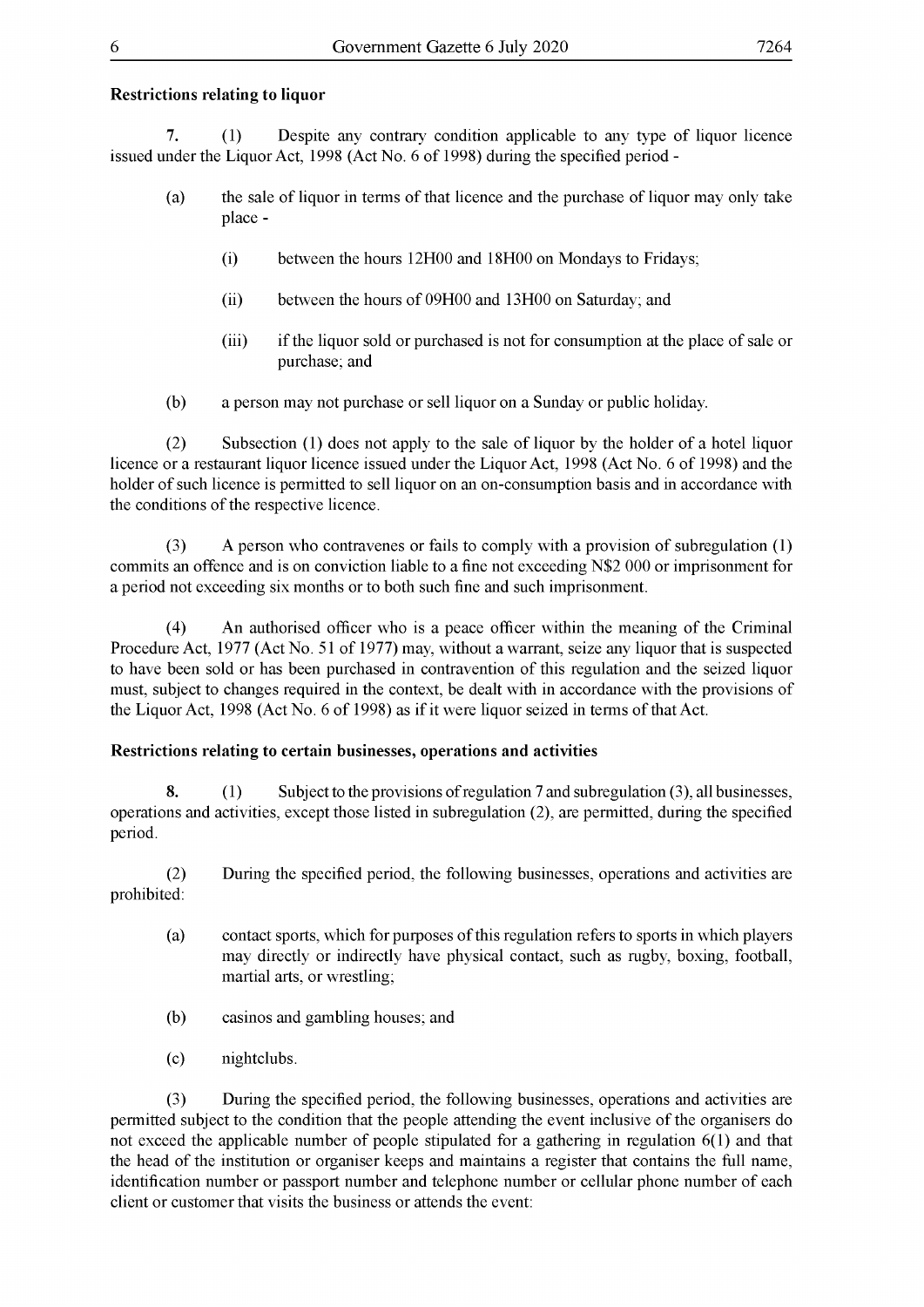**Restrictions relating to liquor**

**7.** (1) Despite any contrary condition applicable to any type of liquor licence issued under the Liquor Act, 1998 (Act No. 6 of 1998) during the specified period -

(a) the sale of liquor in terms of that licence and the purchase of liquor may only take place -

(i) between the hours 12H00 and 18H00 on Mondays to Fridays;

(ii) between the hours of 09H00 and 13H00 on Saturday; and

(iii) if the liquor sold or purchased is not for consumption at the place of sale or purchase; and

(b) a person may not purchase or sell liquor on a Sunday or public holiday.

(2) Subsection (1) does not apply to the sale of liquor by the holder of a hotel liquor licence or a restaurant liquor licence issued under the Liquor Act, 1998 (Act No. 6 of 1998) and the holder of such licence is permitted to sell liquor on an on-consumption basis and in accordance with the conditions of the respective licence.

(3) A person who contravenes or fails to comply with a provision of subregulation (1) commits an offence and is on conviction liable to a fine not exceeding N$2 000 or imprisonment for a period not exceeding six months or to both such fine and such imprisonment.

(4) An authorised officer who is a peace officer within the meaning of the Criminal Procedure Act, 1977 (Act No. 51 of 1977) may, without a warrant, seize any liquor that is suspected to have been sold or has been purchased in contravention of this regulation and the seized liquor must, subject to changes required in the context, be dealt with in accordance with the provisions of the Liquor Act, 1998 (Act No. 6 of 1998) as if it were liquor seized in terms of that Act.

**Restrictions relating to certain businesses, operations and activities**

**8.** (1) Subject to the provisions of regulation 7 and subregulation (3), all businesses, operations and activities, except those listed in subregulation (2), are permitted, during the specified period.

(2) During the specified period, the following businesses, operations and activities are prohibited:

(a) contact sports, which for purposes of this regulation refers to sports in which players may directly or indirectly have physical contact, such as rugby, boxing, football, martial arts, or wrestling;

(b) casinos and gambling houses; and

(c) nightclubs.

(3) During the specified period, the following businesses, operations and activities are permitted subject to the condition that the people attending the event inclusive of the organisers do not exceed the applicable number of people stipulated for a gathering in regulation 6(1) and that the head of the institution or organiser keeps and maintains a register that contains the full name, identification number or passport number and telephone number or cellular phone number of each client or customer that visits the business or attends the event: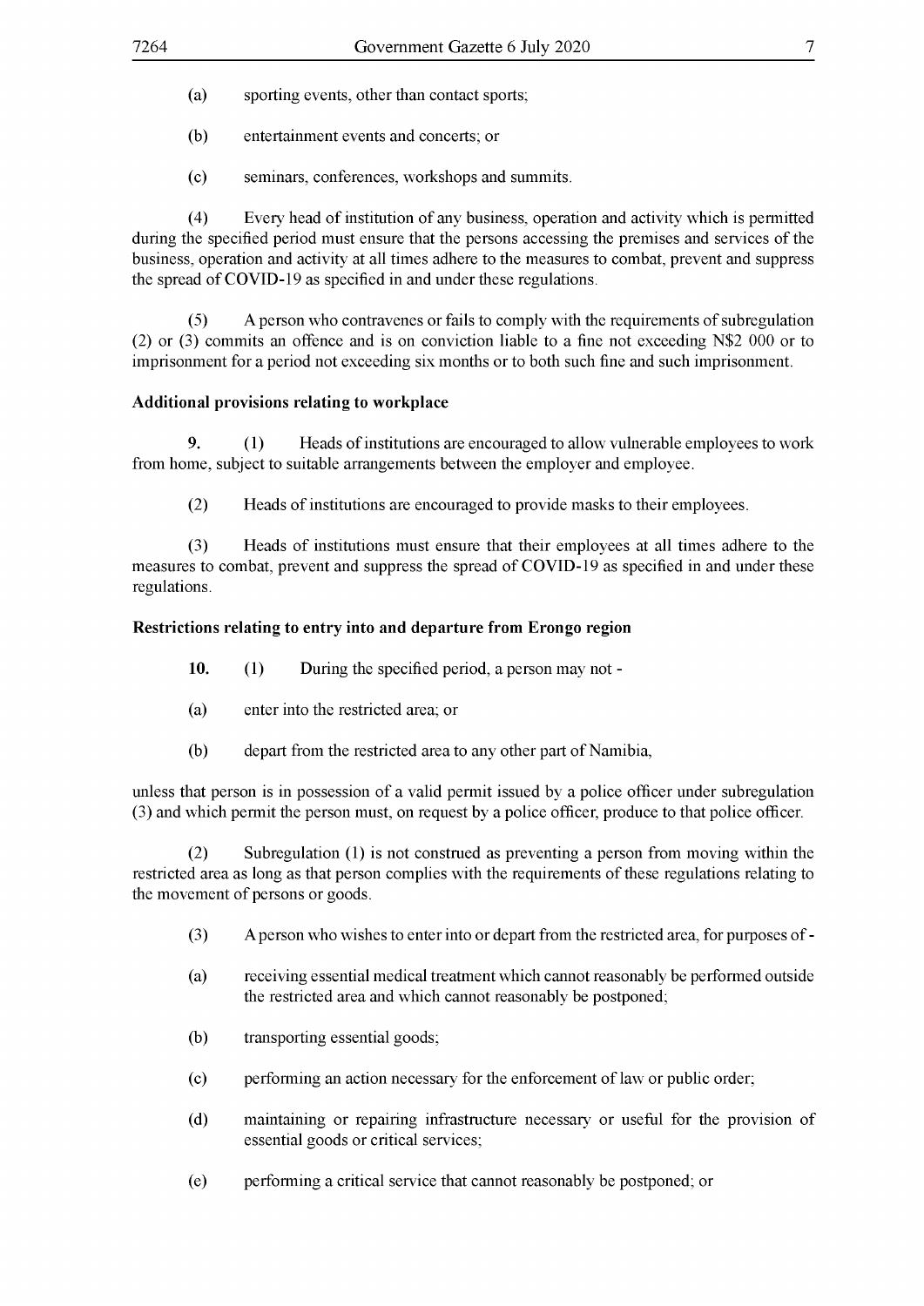(a) sporting events, other than contact sports;

(b) entertainment events and concerts; or

(c) seminars, conferences, workshops and summits.

(4) Every head of institution of any business, operation and activity which is permitted during the specified period must ensure that the persons accessing the premises and services of the business, operation and activity at all times adhere to the measures to combat, prevent and suppress the spread of COVID-19 as specified in and under these regulations.

(5) A person who contravenes or fails to comply with the requirements of subregulation (2) or (3) commits an offence and is on conviction liable to a fine not exceeding N$2 000 or to imprisonment for a period not exceeding six months or to both such fine and such imprisonment.

**Additional provisions relating to workplace**

**9.** (1) Heads of institutions are encouraged to allow vulnerable employees to work from home, subject to suitable arrangements between the employer and employee.

(2) Heads of institutions are encouraged to provide masks to their employees.

(3) Heads of institutions must ensure that their employees at all times adhere to the measures to combat, prevent and suppress the spread of COVID-19 as specified in and under these regulations.

**Restrictions relating to entry into and departure from Erongo region**

**10.** (1) During the specified period, a person may not -

(a) enter into the restricted area; or

(b) depart from the restricted area to any other part of Namibia,

unless that person is in possession of a valid permit issued by a police officer under subregulation (3) and which permit the person must, on request by a police officer, produce to that police officer.

(2) Subregulation (1) is not construed as preventing a person from moving within the restricted area as long as that person complies with the requirements of these regulations relating to the movement of persons or goods.

(3) A person who wishes to enter into or depart from the restricted area, for purposes of -

(a) receiving essential medical treatment which cannot reasonably be performed outside the restricted area and which cannot reasonably be postponed;

(b) transporting essential goods;

(c) performing an action necessary for the enforcement of law or public order;

(d) maintaining or repairing infrastructure necessary or useful for the provision of essential goods or critical services;

(e) performing a critical service that cannot reasonably be postponed; or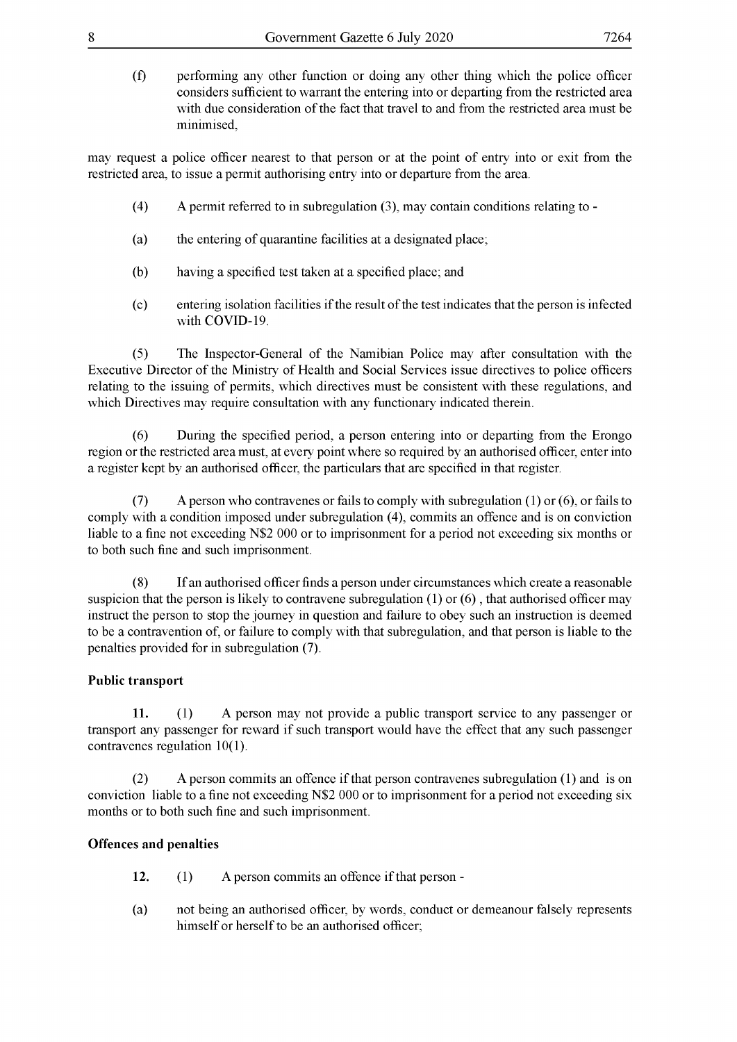(f) performing any other function or doing any other thing which the police officer considers sufficient to warrant the entering into or departing from the restricted area with due consideration of the fact that travel to and from the restricted area must be minimised,

may request a police officer nearest to that person or at the point of entry into or exit from the restricted area, to issue a permit authorising entry into or departure from the area.

(4) A permit referred to in subregulation (3), may contain conditions relating to -

(a) the entering of quarantine facilities at a designated place;

(b) having a specified test taken at a specified place; and

(c) entering isolation facilities if the result of the test indicates that the person is infected with COVID-19.

(5) The Inspector-General of the Namibian Police may after consultation with the Executive Director of the Ministry of Health and Social Services issue directives to police officers relating to the issuing of permits, which directives must be consistent with these regulations, and which Directives may require consultation with any functionary indicated therein.

(6) During the specified period, a person entering into or departing from the Erongo region or the restricted area must, at every point where so required by an authorised officer, enter into a register kept by an authorised officer, the particulars that are specified in that register.

(7) A person who contravenes or fails to comply with subregulation (1) or (6), or fails to comply with a condition imposed under subregulation (4), commits an offence and is on conviction liable to a fine not exceeding N$2 000 or to imprisonment for a period not exceeding six months or to both such fine and such imprisonment.

(8) If an authorised officer finds a person under circumstances which create a reasonable suspicion that the person is likely to contravene subregulation (1) or (6) , that authorised officer may instruct the person to stop the journey in question and failure to obey such an instruction is deemed to be a contravention of, or failure to comply with that subregulation, and that person is liable to the penalties provided for in subregulation (7).

**Public transport**

**11.** (1) A person may not provide a public transport service to any passenger or transport any passenger for reward if such transport would have the effect that any such passenger contravenes regulation 10(1).

(2) A person commits an offence if that person contravenes subregulation (1) and is on conviction liable to a fine not exceeding N$2 000 or to imprisonment for a period not exceeding six months or to both such fine and such imprisonment.

**Offences and penalties**

**12.** (1) A person commits an offence if that person -

(a) not being an authorised officer, by words, conduct or demeanour falsely represents himself or herself to be an authorised officer;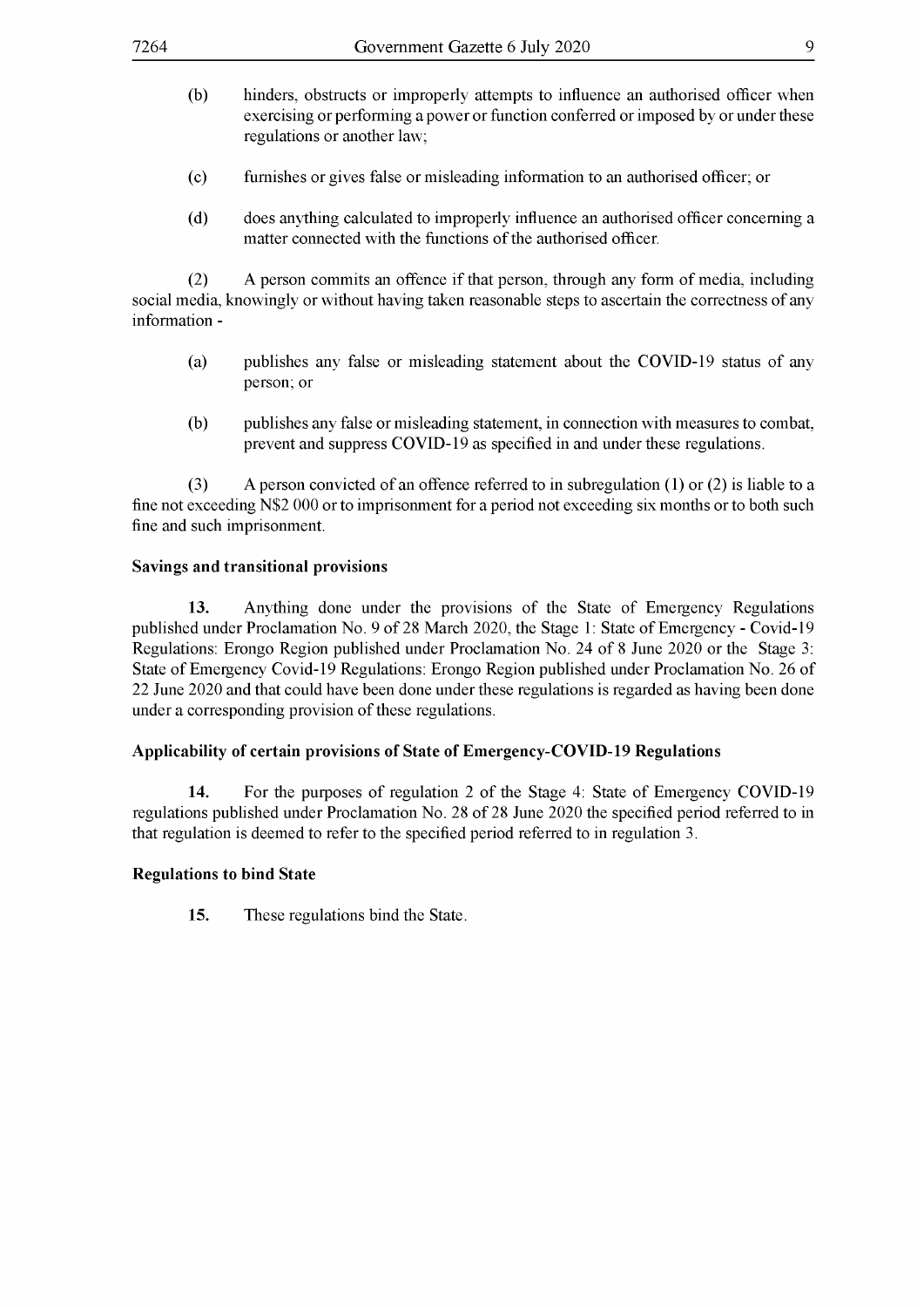(b) hinders, obstructs or improperly attempts to influence an authorised officer when exercising or performing a power or function conferred or imposed by or under these regulations or another law;

(c) furnishes or gives false or misleading information to an authorised officer; or

(d) does anything calculated to improperly influence an authorised officer concerning a matter connected with the functions of the authorised officer.

(2) A person commits an offence if that person, through any form of media, including social media, knowingly or without having taken reasonable steps to ascertain the correctness of any information -

(a) publishes any false or misleading statement about the COVID-19 status of any person; or

(b) publishes any false or misleading statement, in connection with measures to combat, prevent and suppress COVID-19 as specified in and under these regulations.

(3) A person convicted of an offence referred to in subregulation (1) or (2) is liable to a fine not exceeding N$2 000 or to imprisonment for a period not exceeding six months or to both such fine and such imprisonment.

**Savings and transitional provisions**

**13.** Anything done under the provisions of the State of Emergency Regulations published under Proclamation No. 9 of 28 March 2020, the Stage 1: State of Emergency - Covid-19 Regulations: Erongo Region published under Proclamation No. 24 of 8 June 2020 or the Stage 3: State of Emergency Covid-19 Regulations: Erongo Region published under Proclamation No. 26 of 22 June 2020 and that could have been done under these regulations is regarded as having been done under a corresponding provision of these regulations.

**Applicability of certain provisions of State of Emergency-COVID-19 Regulations**

**14.** For the purposes of regulation 2 of the Stage 4: State of Emergency COVID-19 regulations published under Proclamation No. 28 of 28 June 2020 the specified period referred to in that regulation is deemed to refer to the specified period referred to in regulation 3.

**Regulations to bind State**

**15.** These regulations bind the State.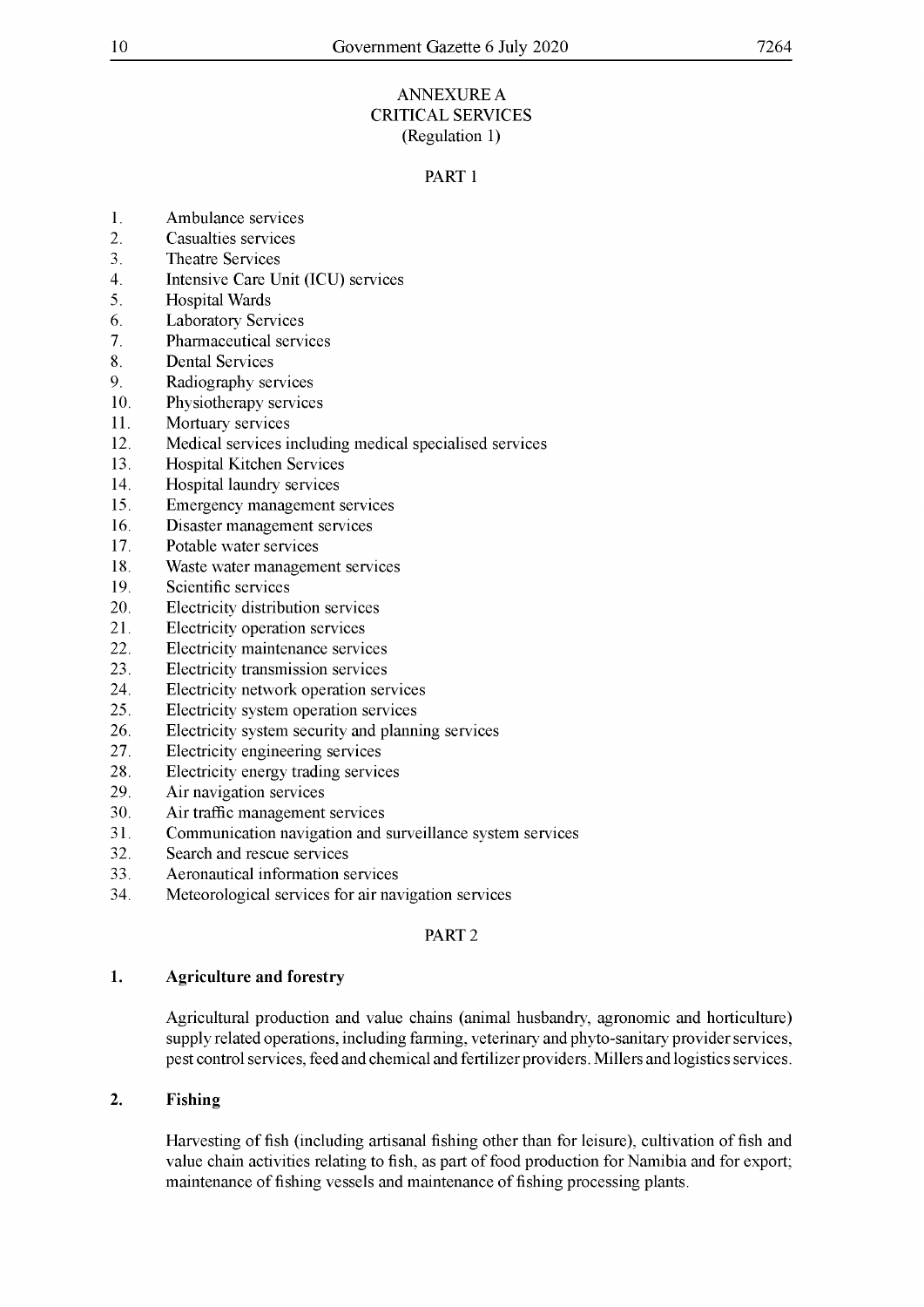# ANNEXURE A
## CRITICAL SERVICES
(Regulation 1)

### PART 1

1. Ambulance services
2. Casualties services
3. Theatre Services
4. Intensive Care Unit (ICU) services
5. Hospital Wards
6. Laboratory Services
7. Pharmaceutical services
8. Dental Services
9. Radiography services
10. Physiotherapy services
11. Mortuary services
12. Medical services including medical specialised services
13. Hospital Kitchen Services
14. Hospital laundry services
15. Emergency management services
16. Disaster management services
17. Potable water services
18. Waste water management services
19. Scientific services
20. Electricity distribution services
21. Electricity operation services
22. Electricity maintenance services
23. Electricity transmission services
24. Electricity network operation services
25. Electricity system operation services
26. Electricity system security and planning services
27. Electricity engineering services
28. Electricity energy trading services
29. Air navigation services
30. Air traffic management services
31. Communication navigation and surveillance system services
32. Search and rescue services
33. Aeronautical information services
34. Meteorological services for air navigation services

### PART 2

**1. Agriculture and forestry**

Agricultural production and value chains (animal husbandry, agronomic and horticulture) supply related operations, including farming, veterinary and phyto-sanitary provider services, pest control services, feed and chemical and fertilizer providers. Millers and logistics services.

**2. Fishing**

Harvesting of fish (including artisanal fishing other than for leisure), cultivation of fish and value chain activities relating to fish, as part of food production for Namibia and for export; maintenance of fishing vessels and maintenance of fishing processing plants.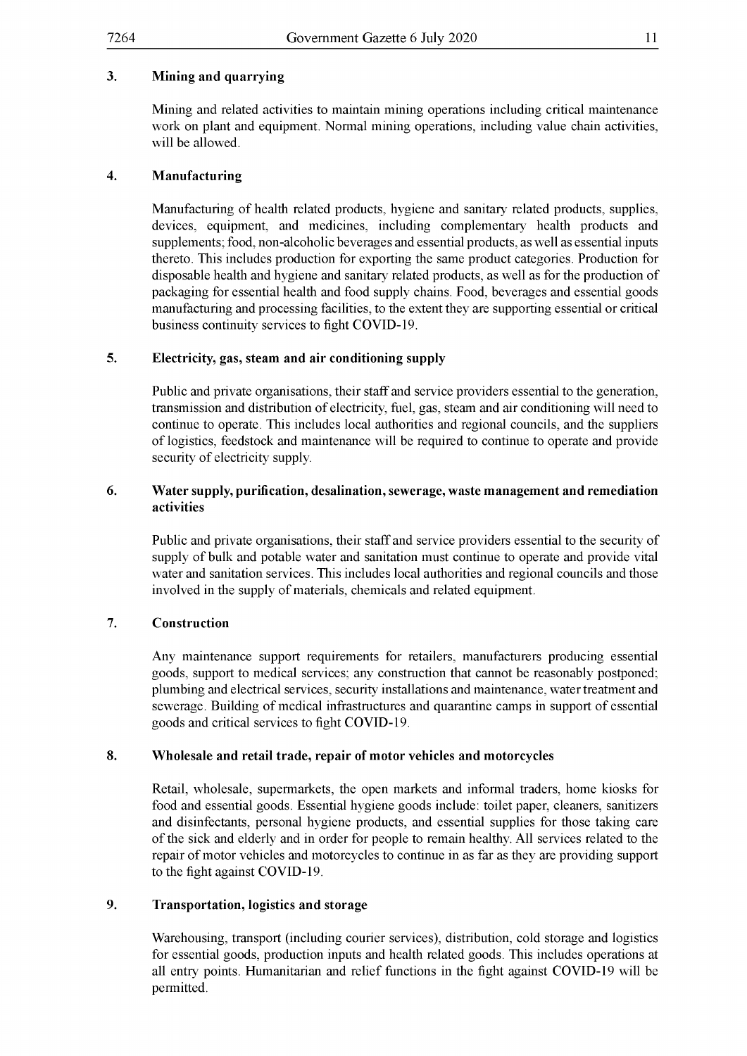### 3. Mining and quarrying

Mining and related activities to maintain mining operations including critical maintenance work on plant and equipment. Normal mining operations, including value chain activities, will be allowed.

### 4. Manufacturing

Manufacturing of health related products, hygiene and sanitary related products, supplies, devices, equipment, and medicines, including complementary health products and supplements; food, non-alcoholic beverages and essential products, as well as essential inputs thereto. This includes production for exporting the same product categories. Production for disposable health and hygiene and sanitary related products, as well as for the production of packaging for essential health and food supply chains. Food, beverages and essential goods manufacturing and processing facilities, to the extent they are supporting essential or critical business continuity services to fight COVID-19.

### 5. Electricity, gas, steam and air conditioning supply

Public and private organisations, their staff and service providers essential to the generation, transmission and distribution of electricity, fuel, gas, steam and air conditioning will need to continue to operate. This includes local authorities and regional councils, and the suppliers of logistics, feedstock and maintenance will be required to continue to operate and provide security of electricity supply.

### 6. Water supply, purification, desalination, sewerage, waste management and remediation activities

Public and private organisations, their staff and service providers essential to the security of supply of bulk and potable water and sanitation must continue to operate and provide vital water and sanitation services. This includes local authorities and regional councils and those involved in the supply of materials, chemicals and related equipment.

### 7. Construction

Any maintenance support requirements for retailers, manufacturers producing essential goods, support to medical services; any construction that cannot be reasonably postponed; plumbing and electrical services, security installations and maintenance, water treatment and sewerage. Building of medical infrastructures and quarantine camps in support of essential goods and critical services to fight COVID-19.

### 8. Wholesale and retail trade, repair of motor vehicles and motorcycles

Retail, wholesale, supermarkets, the open markets and informal traders, home kiosks for food and essential goods. Essential hygiene goods include: toilet paper, cleaners, sanitizers and disinfectants, personal hygiene products, and essential supplies for those taking care of the sick and elderly and in order for people to remain healthy. All services related to the repair of motor vehicles and motorcycles to continue in as far as they are providing support to the fight against COVID-19.

### 9. Transportation, logistics and storage

Warehousing, transport (including courier services), distribution, cold storage and logistics for essential goods, production inputs and health related goods. This includes operations at all entry points. Humanitarian and relief functions in the fight against COVID-19 will be permitted.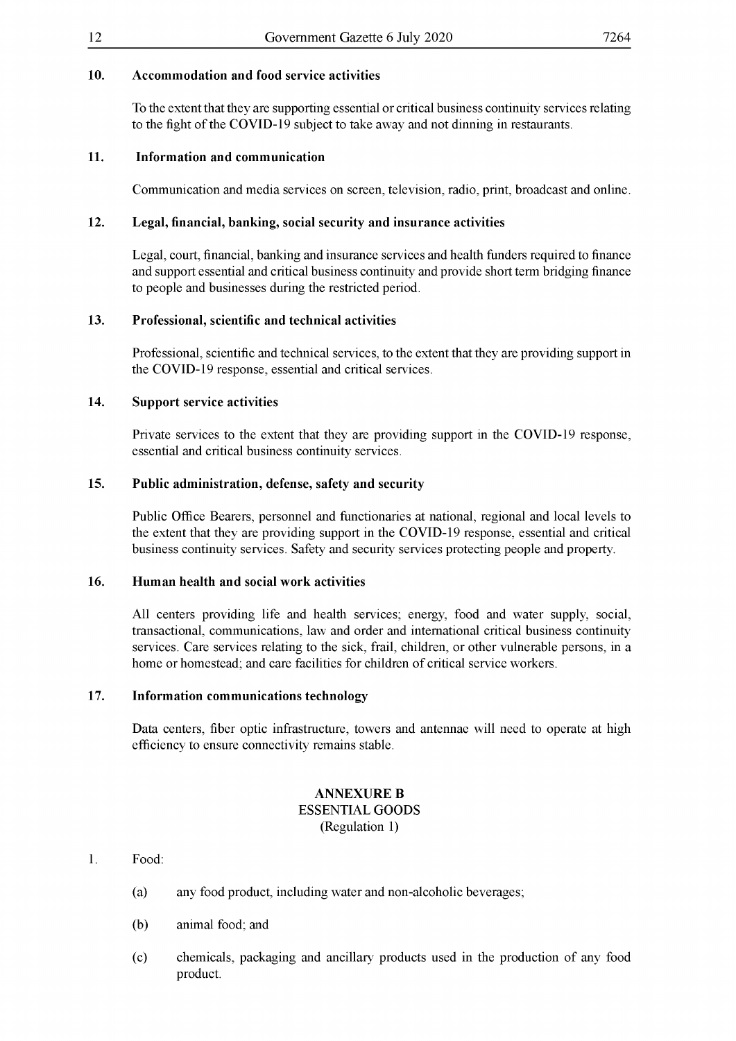### 10. Accommodation and food service activities

To the extent that they are supporting essential or critical business continuity services relating to the fight of the COVID-19 subject to take away and not dinning in restaurants.

### 11. Information and communication

Communication and media services on screen, television, radio, print, broadcast and online.

### 12. Legal, financial, banking, social security and insurance activities

Legal, court, financial, banking and insurance services and health funders required to finance and support essential and critical business continuity and provide short term bridging finance to people and businesses during the restricted period.

### 13. Professional, scientific and technical activities

Professional, scientific and technical services, to the extent that they are providing support in the COVID-19 response, essential and critical services.

### 14. Support service activities

Private services to the extent that they are providing support in the COVID-19 response, essential and critical business continuity services.

### 15. Public administration, defense, safety and security

Public Office Bearers, personnel and functionaries at national, regional and local levels to the extent that they are providing support in the COVID-19 response, essential and critical business continuity services. Safety and security services protecting people and property.

### 16. Human health and social work activities

All centers providing life and health services; energy, food and water supply, social, transactional, communications, law and order and international critical business continuity services. Care services relating to the sick, frail, children, or other vulnerable persons, in a home or homestead; and care facilities for children of critical service workers.

### 17. Information communications technology

Data centers, fiber optic infrastructure, towers and antennae will need to operate at high efficiency to ensure connectivity remains stable.

## ANNEXURE B
ESSENTIAL GOODS
(Regulation 1)

1. Food:

   (a) any food product, including water and non-alcoholic beverages;

   (b) animal food; and

   (c) chemicals, packaging and ancillary products used in the production of any food product.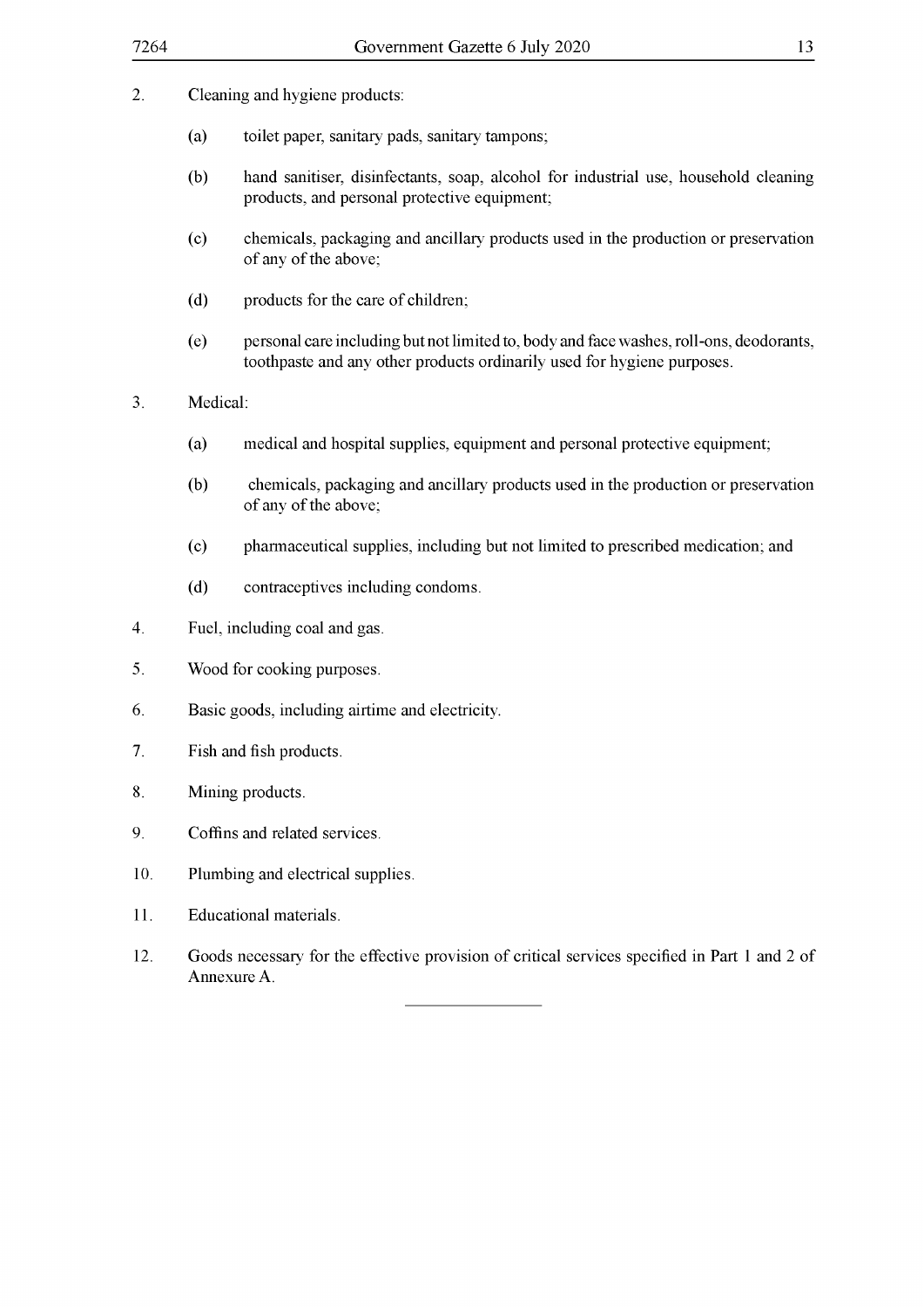2. Cleaning and hygiene products:

   (a) toilet paper, sanitary pads, sanitary tampons;

   (b) hand sanitiser, disinfectants, soap, alcohol for industrial use, household cleaning products, and personal protective equipment;

   (c) chemicals, packaging and ancillary products used in the production or preservation of any of the above;

   (d) products for the care of children;

   (e) personal care including but not limited to, body and face washes, roll-ons, deodorants, toothpaste and any other products ordinarily used for hygiene purposes.

3. Medical:

   (a) medical and hospital supplies, equipment and personal protective equipment;

   (b) chemicals, packaging and ancillary products used in the production or preservation of any of the above;

   (c) pharmaceutical supplies, including but not limited to prescribed medication; and

   (d) contraceptives including condoms.

4. Fuel, including coal and gas.

5. Wood for cooking purposes.

6. Basic goods, including airtime and electricity.

7. Fish and fish products.

8. Mining products.

9. Coffins and related services.

10. Plumbing and electrical supplies.

11. Educational materials.

12. Goods necessary for the effective provision of critical services specified in Part 1 and 2 of Annexure A.

---